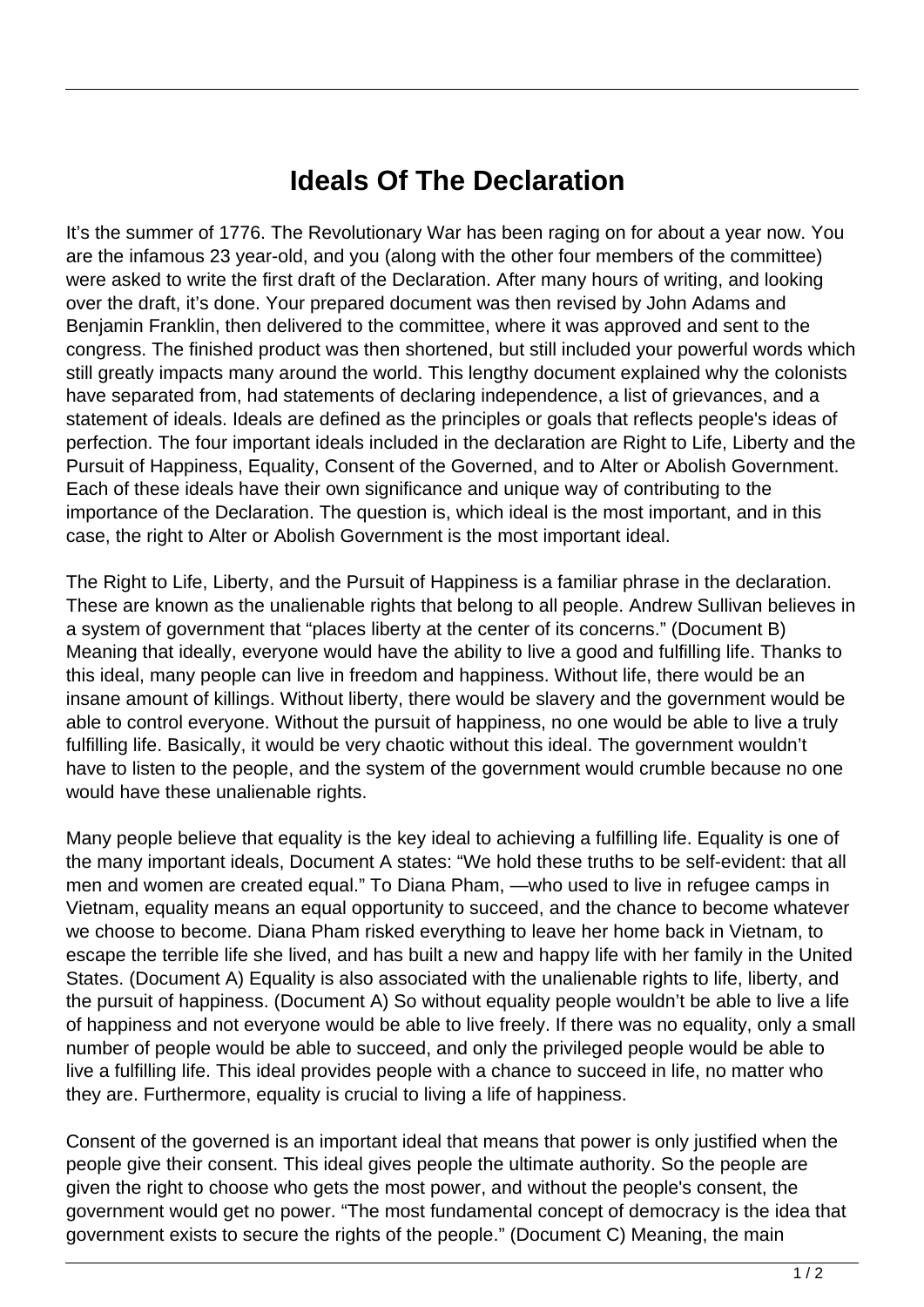# Ideals Of The Declaration

It's the summer of 1776. The Revolutionary War has been raging on for about a year now. You are the infamous 23 year-old, and you (along with the other four members of the committee) were asked to write the first draft of the Declaration. After many hours of writing, and looking over the draft, it's done. Your prepared document was then revised by John Adams and Benjamin Franklin, then delivered to the committee, where it was approved and sent to the congress. The finished product was then shortened, but still included your powerful words which still greatly impacts many around the world. This lengthy document explained why the colonists have separated from, had statements of declaring independence, a list of grievances, and a statement of ideals. Ideals are defined as the principles or goals that reflects people's ideas of perfection. The four important ideals included in the declaration are Right to Life, Liberty and the Pursuit of Happiness, Equality, Consent of the Governed, and to Alter or Abolish Government. Each of these ideals have their own significance and unique way of contributing to the importance of the Declaration. The question is, which ideal is the most important, and in this case, the right to Alter or Abolish Government is the most important ideal.

The Right to Life, Liberty, and the Pursuit of Happiness is a familiar phrase in the declaration. These are known as the unalienable rights that belong to all people. Andrew Sullivan believes in a system of government that "places liberty at the center of its concerns." (Document B) Meaning that ideally, everyone would have the ability to live a good and fulfilling life. Thanks to this ideal, many people can live in freedom and happiness. Without life, there would be an insane amount of killings. Without liberty, there would be slavery and the government would be able to control everyone. Without the pursuit of happiness, no one would be able to live a truly fulfilling life. Basically, it would be very chaotic without this ideal. The government wouldn't have to listen to the people, and the system of the government would crumble because no one would have these unalienable rights.

Many people believe that equality is the key ideal to achieving a fulfilling life. Equality is one of the many important ideals, Document A states: "We hold these truths to be self-evident: that all men and women are created equal." To Diana Pham, —who used to live in refugee camps in Vietnam, equality means an equal opportunity to succeed, and the chance to become whatever we choose to become. Diana Pham risked everything to leave her home back in Vietnam, to escape the terrible life she lived, and has built a new and happy life with her family in the United States. (Document A) Equality is also associated with the unalienable rights to life, liberty, and the pursuit of happiness. (Document A) So without equality people wouldn't be able to live a life of happiness and not everyone would be able to live freely. If there was no equality, only a small number of people would be able to succeed, and only the privileged people would be able to live a fulfilling life. This ideal provides people with a chance to succeed in life, no matter who they are. Furthermore, equality is crucial to living a life of happiness.

Consent of the governed is an important ideal that means that power is only justified when the people give their consent. This ideal gives people the ultimate authority. So the people are given the right to choose who gets the most power, and without the people's consent, the government would get no power. "The most fundamental concept of democracy is the idea that government exists to secure the rights of the people." (Document C) Meaning, the main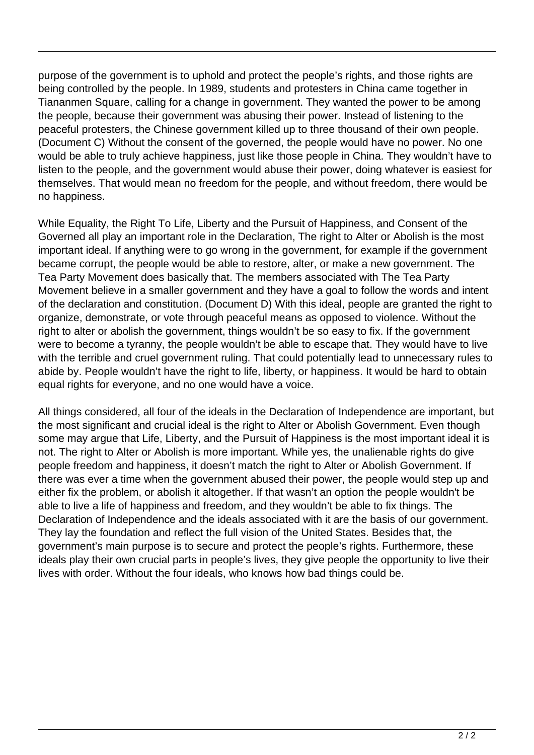purpose of the government is to uphold and protect the people's rights, and those rights are being controlled by the people. In 1989, students and protesters in China came together in Tiananmen Square, calling for a change in government. They wanted the power to be among the people, because their government was abusing their power. Instead of listening to the peaceful protesters, the Chinese government killed up to three thousand of their own people. (Document C) Without the consent of the governed, the people would have no power. No one would be able to truly achieve happiness, just like those people in China. They wouldn't have to listen to the people, and the government would abuse their power, doing whatever is easiest for themselves. That would mean no freedom for the people, and without freedom, there would be no happiness.

While Equality, the Right To Life, Liberty and the Pursuit of Happiness, and Consent of the Governed all play an important role in the Declaration, The right to Alter or Abolish is the most important ideal. If anything were to go wrong in the government, for example if the government became corrupt, the people would be able to restore, alter, or make a new government. The Tea Party Movement does basically that. The members associated with The Tea Party Movement believe in a smaller government and they have a goal to follow the words and intent of the declaration and constitution. (Document D) With this ideal, people are granted the right to organize, demonstrate, or vote through peaceful means as opposed to violence. Without the right to alter or abolish the government, things wouldn't be so easy to fix. If the government were to become a tyranny, the people wouldn't be able to escape that. They would have to live with the terrible and cruel government ruling. That could potentially lead to unnecessary rules to abide by. People wouldn't have the right to life, liberty, or happiness. It would be hard to obtain equal rights for everyone, and no one would have a voice.

All things considered, all four of the ideals in the Declaration of Independence are important, but the most significant and crucial ideal is the right to Alter or Abolish Government. Even though some may argue that Life, Liberty, and the Pursuit of Happiness is the most important ideal it is not. The right to Alter or Abolish is more important. While yes, the unalienable rights do give people freedom and happiness, it doesn't match the right to Alter or Abolish Government. If there was ever a time when the government abused their power, the people would step up and either fix the problem, or abolish it altogether. If that wasn't an option the people wouldn't be able to live a life of happiness and freedom, and they wouldn't be able to fix things. The Declaration of Independence and the ideals associated with it are the basis of our government. They lay the foundation and reflect the full vision of the United States. Besides that, the government's main purpose is to secure and protect the people's rights. Furthermore, these ideals play their own crucial parts in people's lives, they give people the opportunity to live their lives with order. Without the four ideals, who knows how bad things could be.